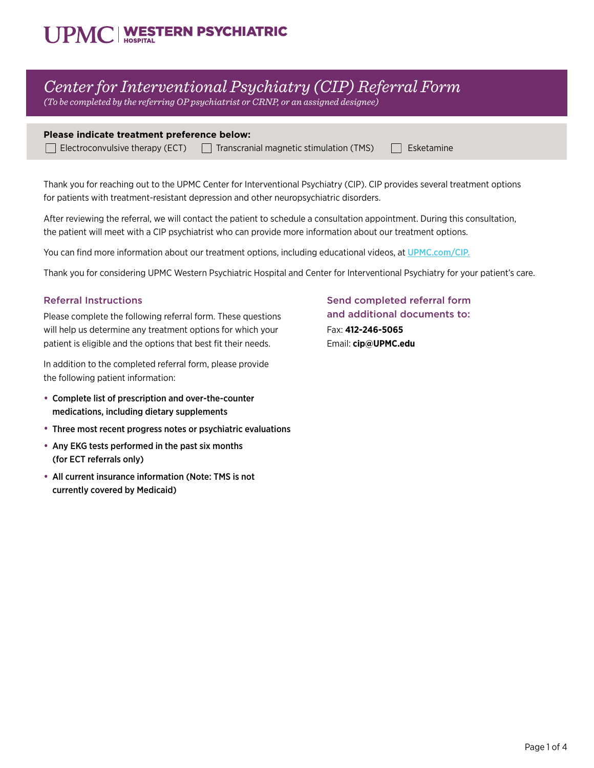UPMC | WESTERN PSYCHIATRIC HOSPITAL

# Center for Interventional Psychiatry (CIP) Referral Form

*(To be completed by the referring OP psychiatrist or CRNP, or an assigned designee)*

**Please indicate treatment preference below:**

☐ Electroconvulsive therapy (ECT) ☐ Transcranial magnetic stimulation (TMS) ☐ Esketamine

Thank you for reaching out to the UPMC Center for Interventional Psychiatry (CIP). CIP provides several treatment options for patients with treatment-resistant depression and other neuropsychiatric disorders.

After reviewing the referral, we will contact the patient to schedule a consultation appointment. During this consultation, the patient will meet with a CIP psychiatrist who can provide more information about our treatment options.

You can find more information about our treatment options, including educational videos, at UPMC.com/CIP.

Thank you for considering UPMC Western Psychiatric Hospital and Center for Interventional Psychiatry for your patient's care.

## Referral Instructions

Please complete the following referral form. These questions will help us determine any treatment options for which your patient is eligible and the options that best fit their needs.

In addition to the completed referral form, please provide the following patient information:

- **Complete list of prescription and over-the-counter medications, including dietary supplements**
- **Three most recent progress notes or psychiatric evaluations**
- **Any EKG tests performed in the past six months (for ECT referrals only)**
- **All current insurance information (Note: TMS is not currently covered by Medicaid)**

## Send completed referral form and additional documents to:

Fax: **412-246-5065**

Email: **cip@UPMC.edu**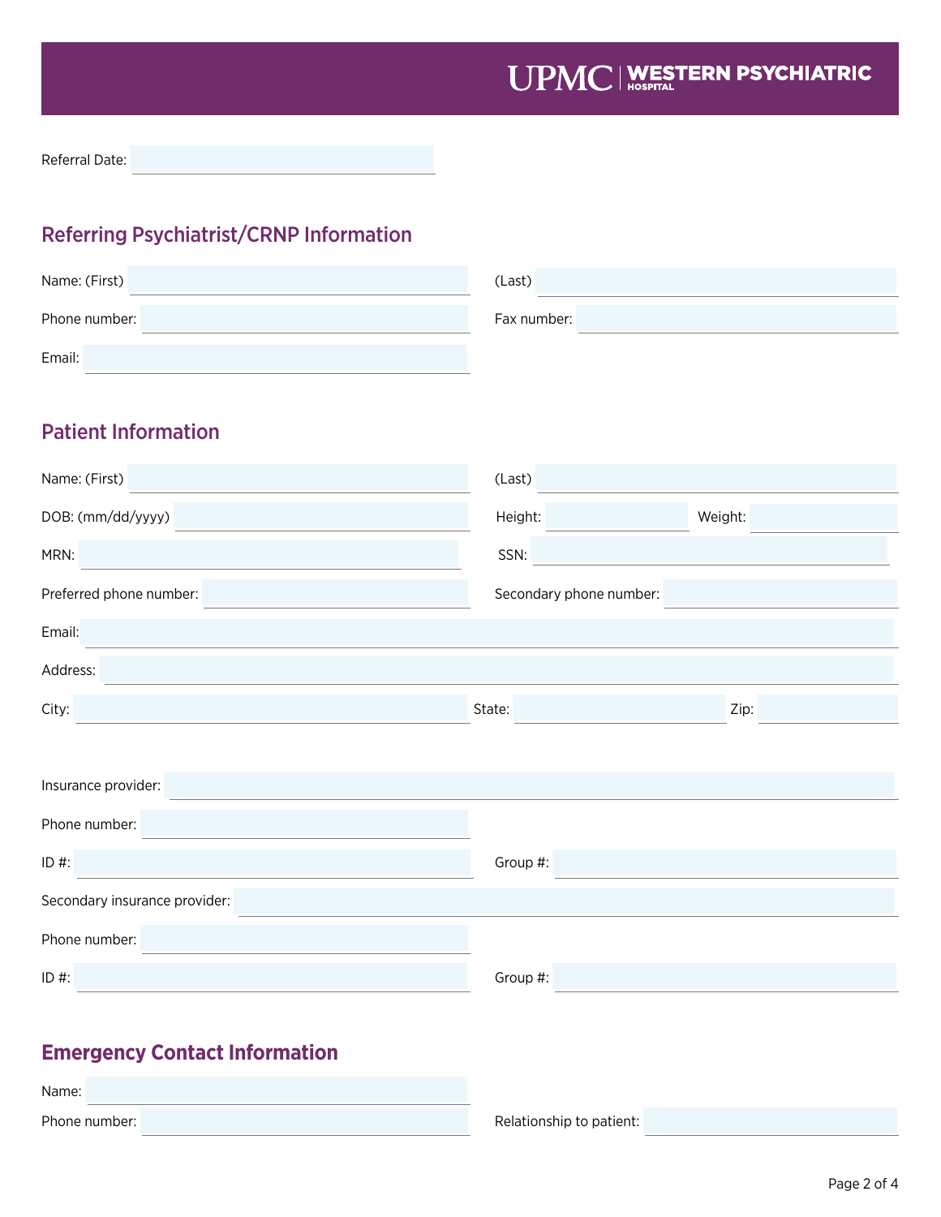UPMC | WESTERN PSYCHIATRIC HOSPITAL

Referral Date:

## Referring Psychiatrist/CRNP Information

Name: (First) (Last)

Phone number: Fax number:

Email:

## Patient Information

Name: (First) (Last)

DOB: (mm/dd/yyyy) Height: Weight:

MRN: SSN:

Preferred phone number: Secondary phone number:

Email:

Address:

City: State: Zip:

Insurance provider:

Phone number:

ID #: Group #:

Secondary insurance provider:

Phone number:

ID #: Group #:

## Emergency Contact Information

Name:

Phone number: Relationship to patient: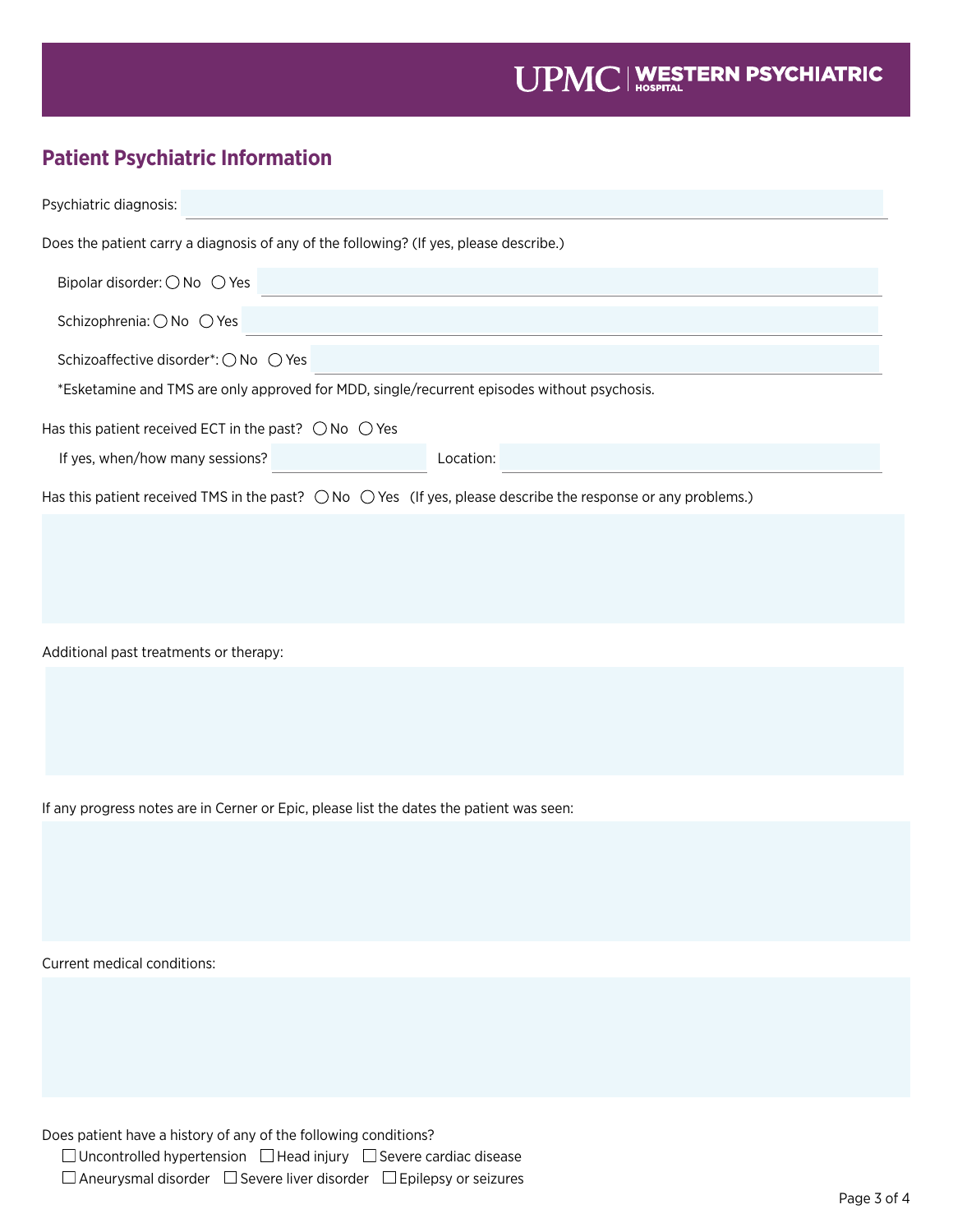## Patient Psychiatric Information

Psychiatric diagnosis:

Does the patient carry a diagnosis of any of the following? (If yes, please describe.)

Bipolar disorder: ◯ No ◯ Yes

Schizophrenia: ◯ No ◯ Yes

Schizoaffective disorder*: ◯ No ◯ Yes

*Esketamine and TMS are only approved for MDD, single/recurrent episodes without psychosis.

Has this patient received ECT in the past? ◯ No ◯ Yes

If yes, when/how many sessions? Location:

Has this patient received TMS in the past? ◯ No ◯ Yes (If yes, please describe the response or any problems.)

Additional past treatments or therapy:

If any progress notes are in Cerner or Epic, please list the dates the patient was seen:

Current medical conditions:

Does patient have a history of any of the following conditions?

☐ Uncontrolled hypertension ☐ Head injury ☐ Severe cardiac disease

☐ Aneurysmal disorder ☐ Severe liver disorder ☐ Epilepsy or seizures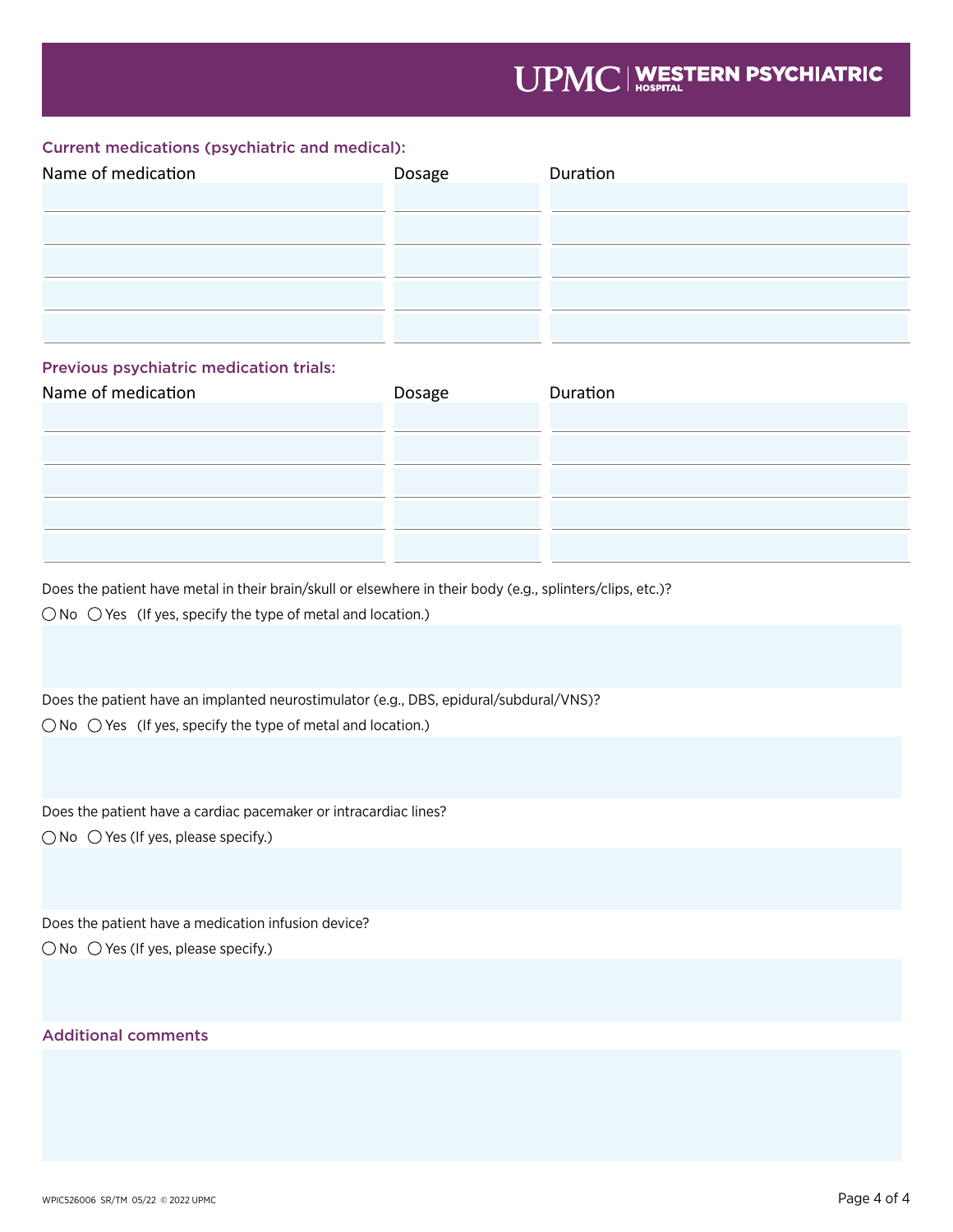UPMC | WESTERN PSYCHIATRIC HOSPITAL

### Current medications (psychiatric and medical):

| Name of medication | Dosage | Duration |
| --- | --- | --- |
| | | |
| | | |
| | | |
| | | |
| | | |

### Previous psychiatric medication trials:

| Name of medication | Dosage | Duration |
| --- | --- | --- |
| | | |
| | | |
| | | |
| | | |
| | | |

Does the patient have metal in their brain/skull or elsewhere in their body (e.g., splinters/clips, etc.)?

◯ No ◯ Yes (If yes, specify the type of metal and location.)

Does the patient have an implanted neurostimulator (e.g., DBS, epidural/subdural/VNS)?

◯ No ◯ Yes (If yes, specify the type of metal and location.)

Does the patient have a cardiac pacemaker or intracardiac lines?

◯ No ◯ Yes (If yes, please specify.)

Does the patient have a medication infusion device?

◯ No ◯ Yes (If yes, please specify.)

### Additional comments

WPIC526006 SR/TM 05/22 © 2022 UPMC